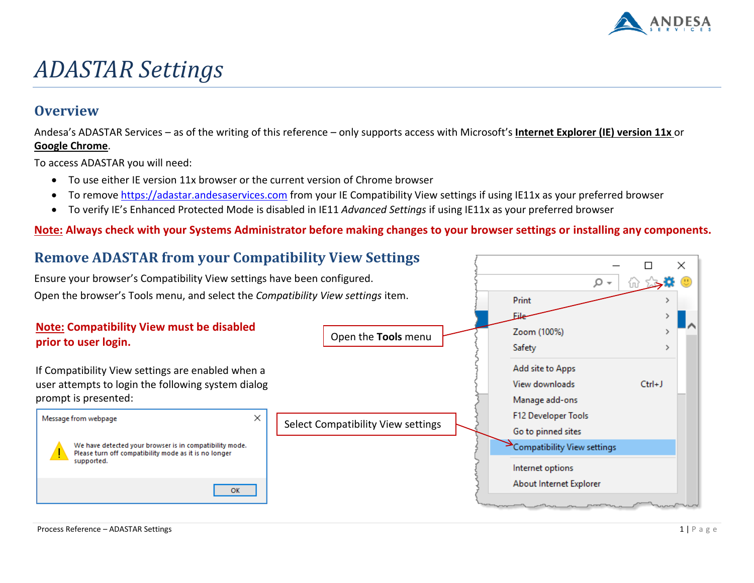# *ADASTAR Settings*

## Overview

Andesa's ADASTAR Services – as of the writing of this reference – only supports access with Microsoft's **Internet Explorer (IE) version 11x** or **Google Chrome**.

To access ADASTAR you will need:

- To use either IE version 11x browser or the current version of Chrome browser
- To remove https://adastar.andesaservices.com from your IE Compatibility View settings if using IE11x as your preferred browser
- To verify IE's Enhanced Protected Mode is disabled in IE11 *Advanced Settings* if using IE11x as your preferred browser

**Note: Always check with your Systems Administrator before making changes to your browser settings or installing any components.**

## Remove ADASTAR from your Compatibility View Settings

Ensure your browser's Compatibility View settings have been configured.

Open the browser's Tools menu, and select the *Compatibility View settings* item.

**Note: Compatibility View must be disabled prior to user login.**

If Compatibility View settings are enabled when a user attempts to login the following system dialog prompt is presented:

Message from webpage

We have detected your browser is in compatibility mode. Please turn off compatibility mode as it is no longer supported.

OK

Open the **Tools** menu

Select Compatibility View settings

Print
File
Zoom (100%)
Safety
Add site to Apps
View downloads Ctrl+J
Manage add-ons
F12 Developer Tools
Go to pinned sites
Compatibility View settings
Internet options
About Internet Explorer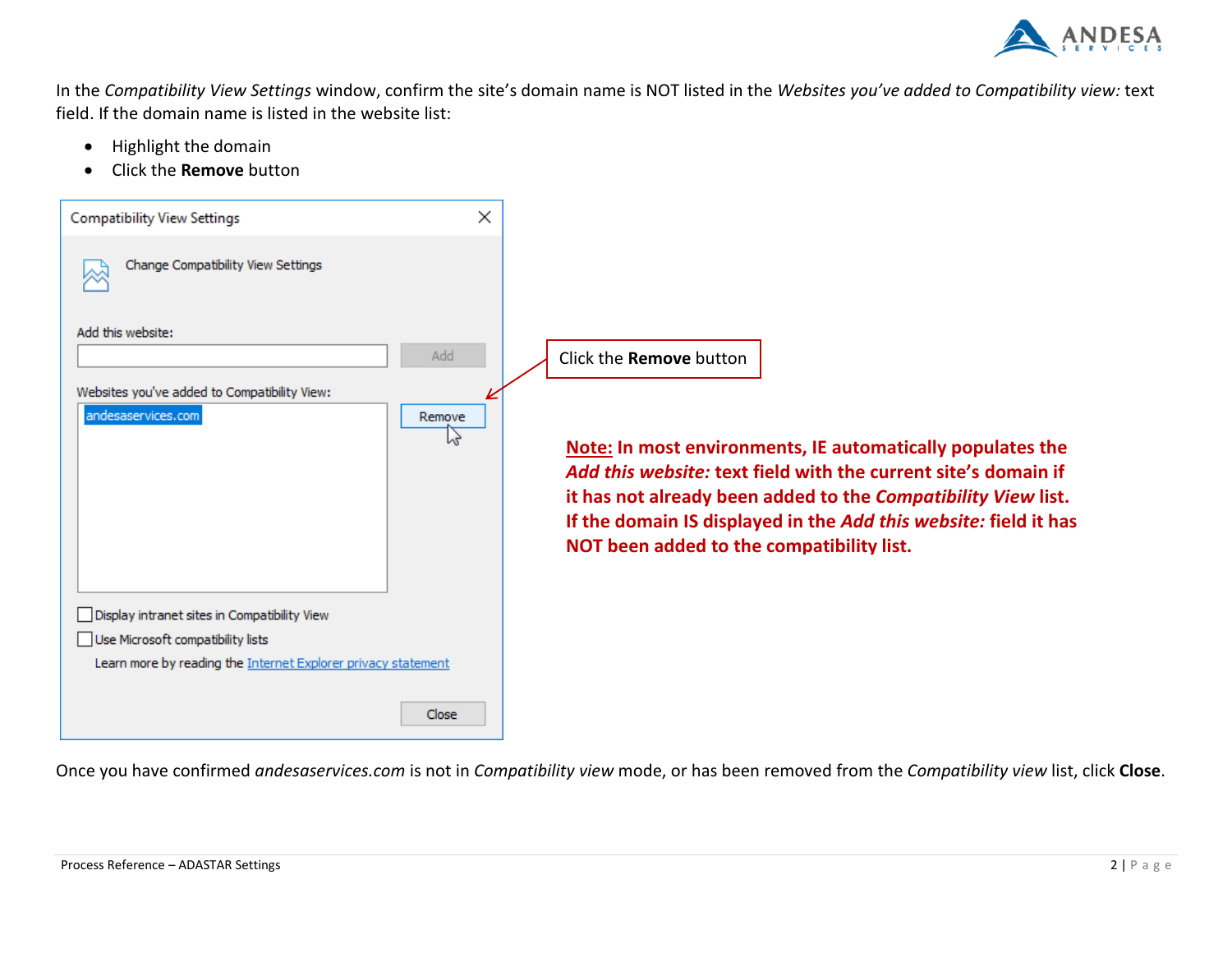In the *Compatibility View Settings* window, confirm the site's domain name is NOT listed in the *Websites you've added to Compatibility view:* text field. If the domain name is listed in the website list:

- Highlight the domain
- Click the **Remove** button

Click the **Remove** button

**Note: In most environments, IE automatically populates the *Add this website:* text field with the current site's domain if it has not already been added to the *Compatibility View* list. If the domain IS displayed in the *Add this website:* field it has NOT been added to the compatibility list.**

Once you have confirmed *andesaservices.com* is not in *Compatibility view* mode, or has been removed from the *Compatibility view* list, click **Close**.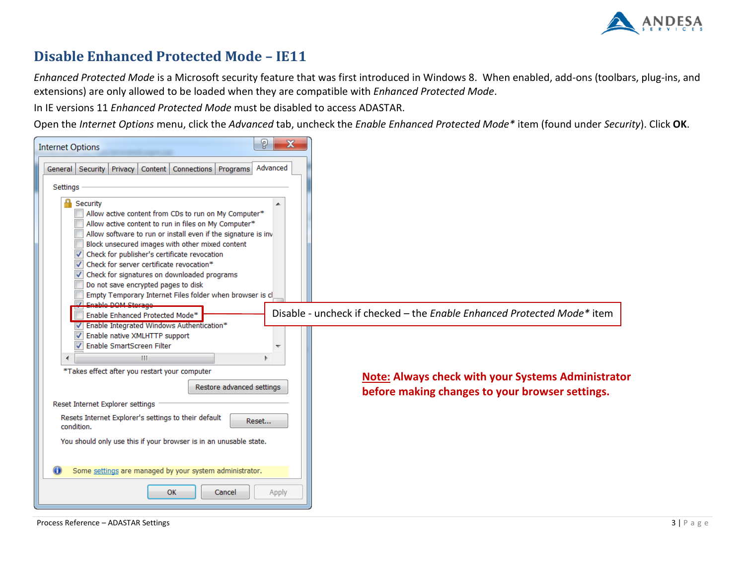# Disable Enhanced Protected Mode – IE11

*Enhanced Protected Mode* is a Microsoft security feature that was first introduced in Windows 8. When enabled, add-ons (toolbars, plug-ins, and extensions) are only allowed to be loaded when they are compatible with *Enhanced Protected Mode*.

In IE versions 11 *Enhanced Protected Mode* must be disabled to access ADASTAR.

Open the *Internet Options* menu, click the *Advanced* tab, uncheck the *Enable Enhanced Protected Mode** item (found under *Security*). Click **OK**.

Disable - uncheck if checked – the *Enable Enhanced Protected Mode** item

**Note: Always check with your Systems Administrator before making changes to your browser settings.**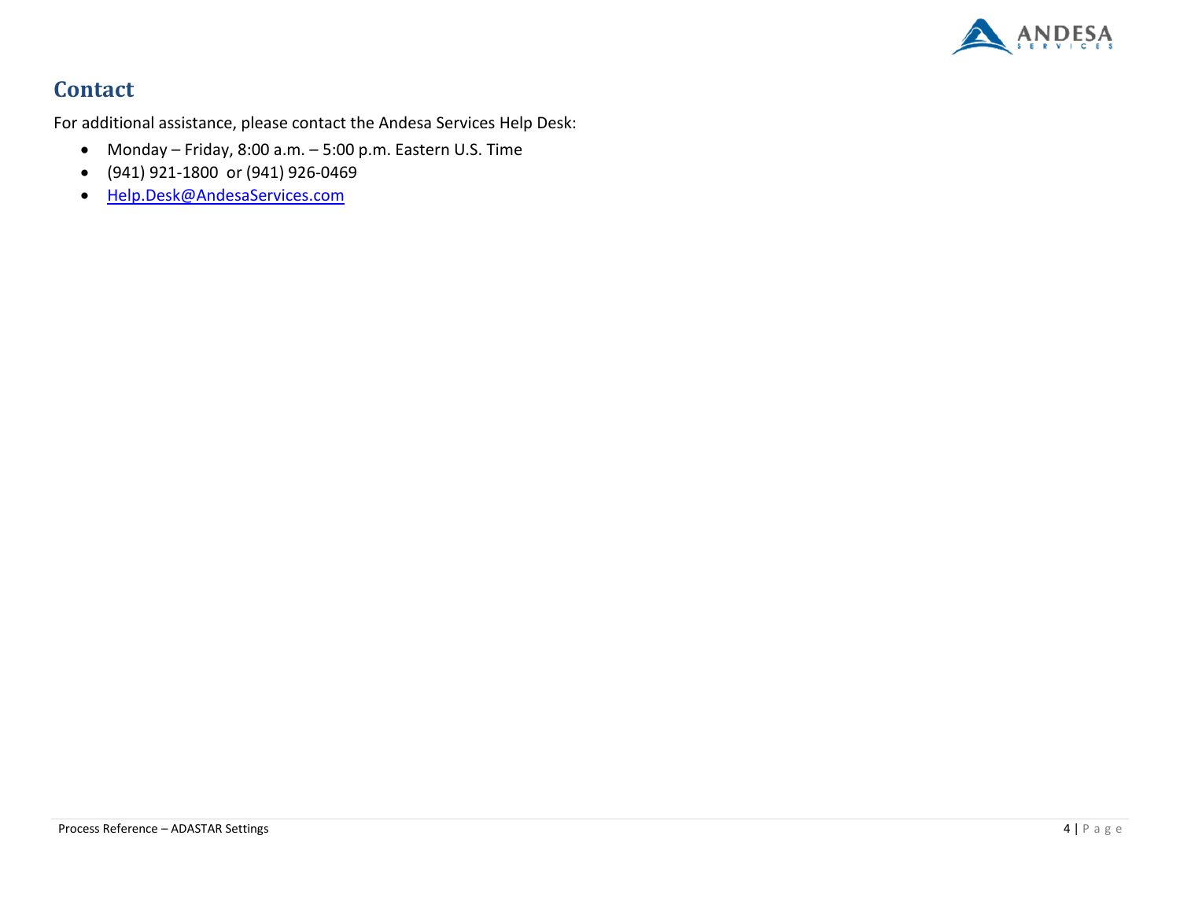## Contact

For additional assistance, please contact the Andesa Services Help Desk:

- Monday – Friday, 8:00 a.m. – 5:00 p.m. Eastern U.S. Time
- (941) 921-1800 or (941) 926-0469
- Help.Desk@AndesaServices.com